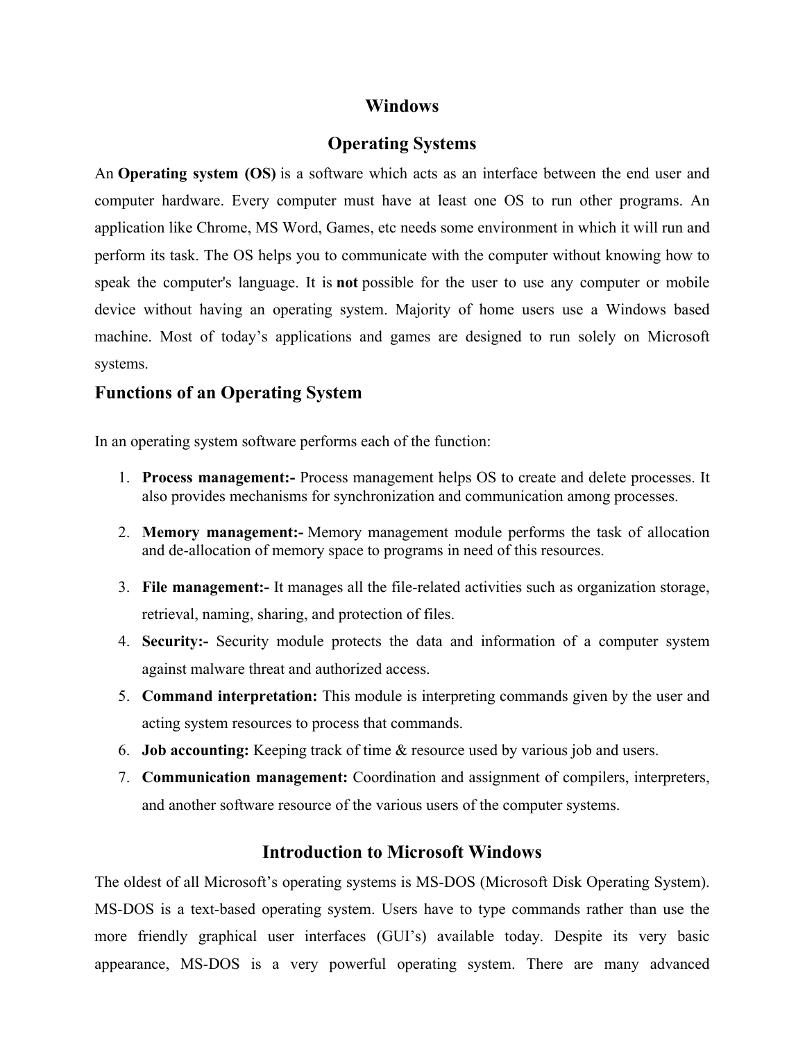# Windows

## Operating Systems

An **Operating system (OS)** is a software which acts as an interface between the end user and computer hardware. Every computer must have at least one OS to run other programs. An application like Chrome, MS Word, Games, etc needs some environment in which it will run and perform its task. The OS helps you to communicate with the computer without knowing how to speak the computer's language. It is **not** possible for the user to use any computer or mobile device without having an operating system. Majority of home users use a Windows based machine. Most of today's applications and games are designed to run solely on Microsoft systems.

### Functions of an Operating System

In an operating system software performs each of the function:

1. **Process management:-** Process management helps OS to create and delete processes. It also provides mechanisms for synchronization and communication among processes.
2. **Memory management:-** Memory management module performs the task of allocation and de-allocation of memory space to programs in need of this resources.
3. **File management:-** It manages all the file-related activities such as organization storage, retrieval, naming, sharing, and protection of files.
4. **Security:-** Security module protects the data and information of a computer system against malware threat and authorized access.
5. **Command interpretation:** This module is interpreting commands given by the user and acting system resources to process that commands.
6. **Job accounting:** Keeping track of time & resource used by various job and users.
7. **Communication management:** Coordination and assignment of compilers, interpreters, and another software resource of the various users of the computer systems.

## Introduction to Microsoft Windows

The oldest of all Microsoft's operating systems is MS-DOS (Microsoft Disk Operating System). MS-DOS is a text-based operating system. Users have to type commands rather than use the more friendly graphical user interfaces (GUI's) available today. Despite its very basic appearance, MS-DOS is a very powerful operating system. There are many advanced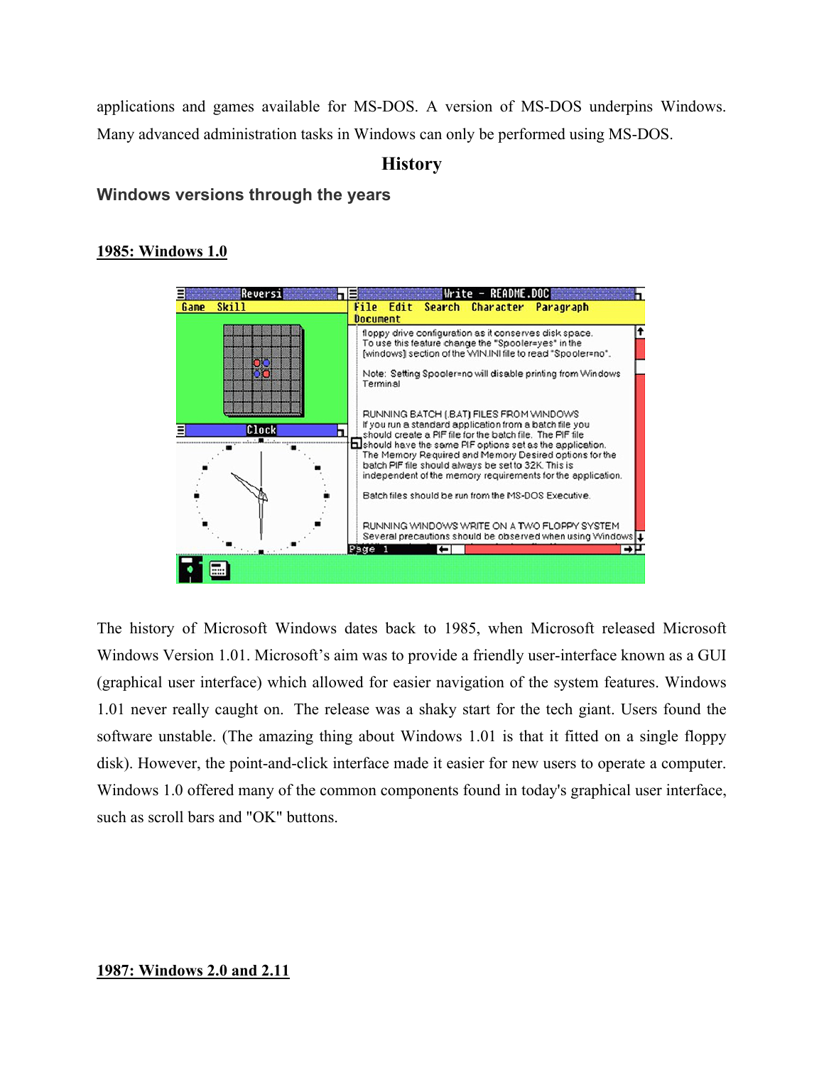applications and games available for MS-DOS. A version of MS-DOS underpins Windows. Many advanced administration tasks in Windows can only be performed using MS-DOS.

## History

### Windows versions through the years

**1985: Windows 1.0**

The history of Microsoft Windows dates back to 1985, when Microsoft released Microsoft Windows Version 1.01. Microsoft's aim was to provide a friendly user-interface known as a GUI (graphical user interface) which allowed for easier navigation of the system features. Windows 1.01 never really caught on. The release was a shaky start for the tech giant. Users found the software unstable. (The amazing thing about Windows 1.01 is that it fitted on a single floppy disk). However, the point-and-click interface made it easier for new users to operate a computer. Windows 1.0 offered many of the common components found in today's graphical user interface, such as scroll bars and "OK" buttons.

**1987: Windows 2.0 and 2.11**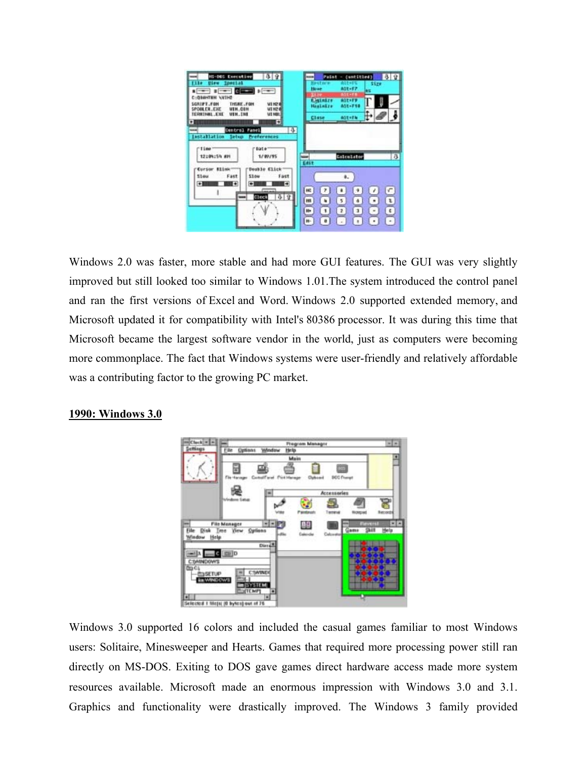Windows 2.0 was faster, more stable and had more GUI features. The GUI was very slightly improved but still looked too similar to Windows 1.01.The system introduced the control panel and ran the first versions of Excel and Word. Windows 2.0 supported extended memory, and Microsoft updated it for compatibility with Intel's 80386 processor. It was during this time that Microsoft became the largest software vendor in the world, just as computers were becoming more commonplace. The fact that Windows systems were user-friendly and relatively affordable was a contributing factor to the growing PC market.

**1990: Windows 3.0**

Windows 3.0 supported 16 colors and included the casual games familiar to most Windows users: Solitaire, Minesweeper and Hearts. Games that required more processing power still ran directly on MS-DOS. Exiting to DOS gave games direct hardware access made more system resources available. Microsoft made an enormous impression with Windows 3.0 and 3.1. Graphics and functionality were drastically improved. The Windows 3 family provided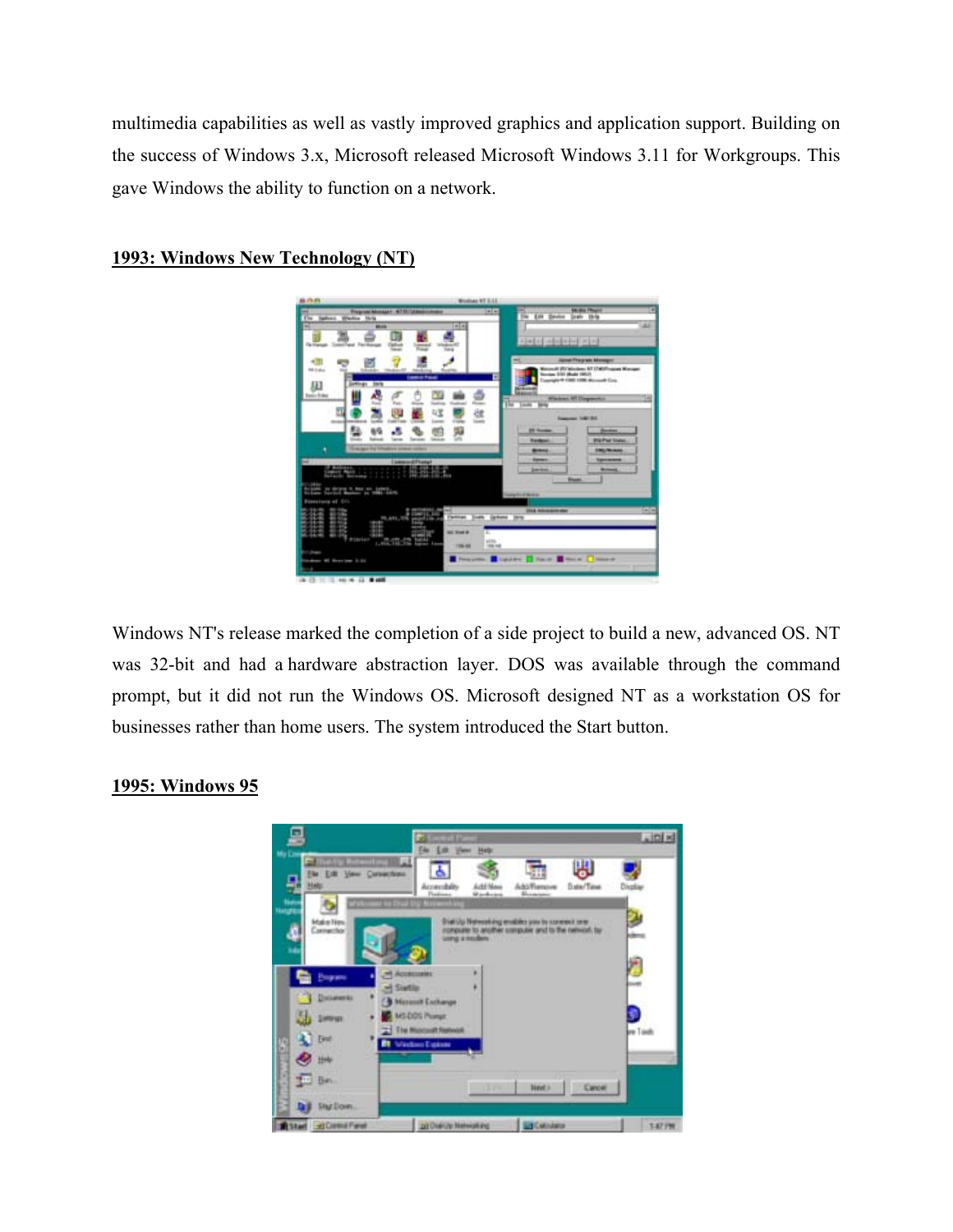multimedia capabilities as well as vastly improved graphics and application support. Building on the success of Windows 3.x, Microsoft released Microsoft Windows 3.11 for Workgroups. This gave Windows the ability to function on a network.

## 1993: Windows New Technology (NT)

Windows NT's release marked the completion of a side project to build a new, advanced OS. NT was 32-bit and had a hardware abstraction layer. DOS was available through the command prompt, but it did not run the Windows OS. Microsoft designed NT as a workstation OS for businesses rather than home users. The system introduced the Start button.

## 1995: Windows 95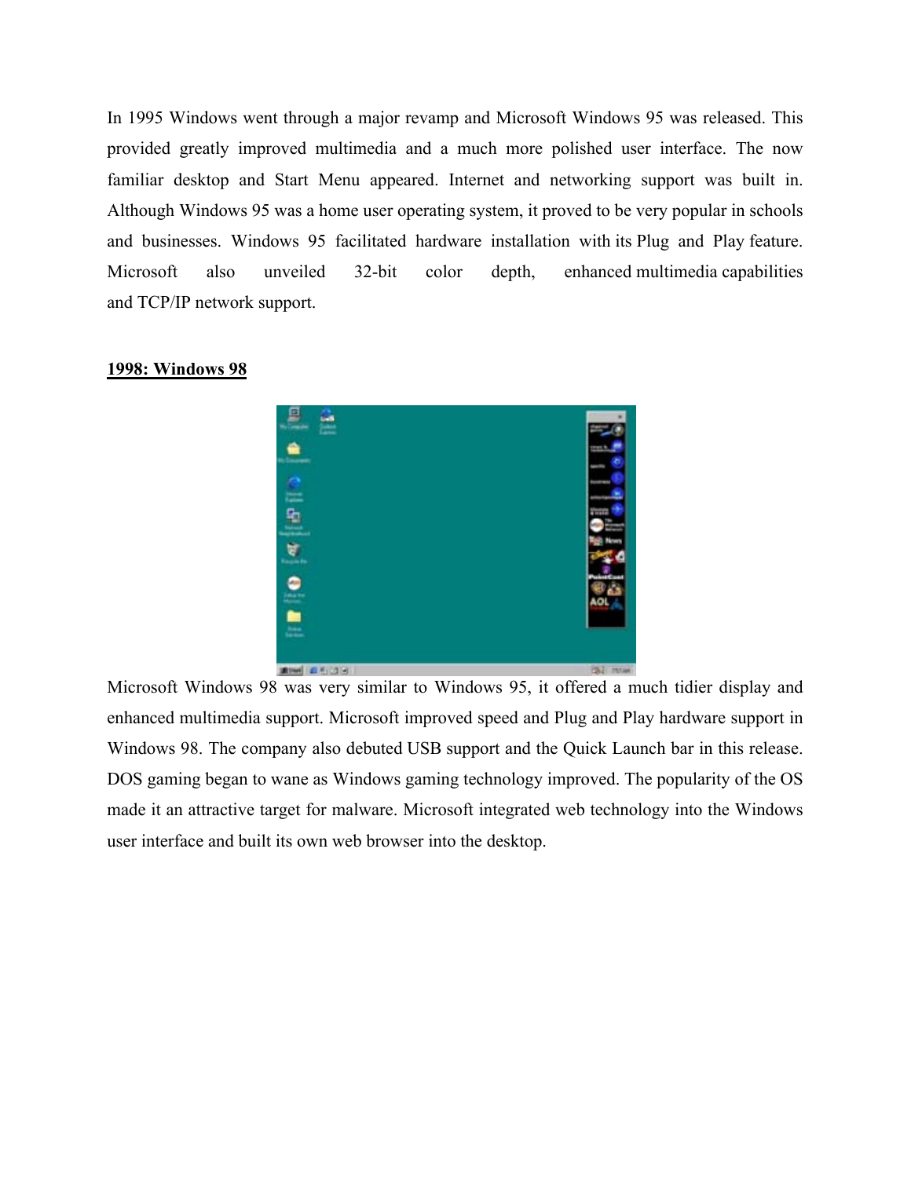In 1995 Windows went through a major revamp and Microsoft Windows 95 was released. This provided greatly improved multimedia and a much more polished user interface. The now familiar desktop and Start Menu appeared. Internet and networking support was built in. Although Windows 95 was a home user operating system, it proved to be very popular in schools and businesses. Windows 95 facilitated hardware installation with its Plug and Play feature. Microsoft also unveiled 32-bit color depth, enhanced multimedia capabilities and TCP/IP network support.

**1998: Windows 98**

Microsoft Windows 98 was very similar to Windows 95, it offered a much tidier display and enhanced multimedia support. Microsoft improved speed and Plug and Play hardware support in Windows 98. The company also debuted USB support and the Quick Launch bar in this release. DOS gaming began to wane as Windows gaming technology improved. The popularity of the OS made it an attractive target for malware. Microsoft integrated web technology into the Windows user interface and built its own web browser into the desktop.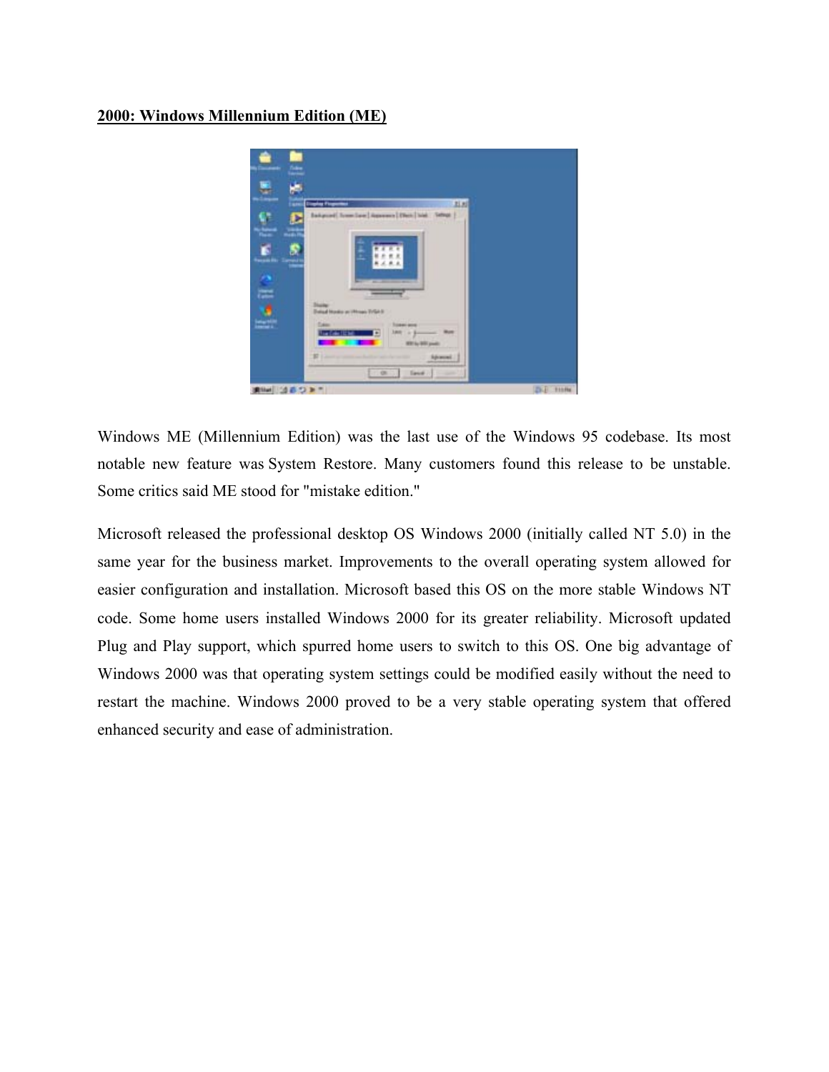**2000: Windows Millennium Edition (ME)**

Windows ME (Millennium Edition) was the last use of the Windows 95 codebase. Its most notable new feature was System Restore. Many customers found this release to be unstable. Some critics said ME stood for "mistake edition."

Microsoft released the professional desktop OS Windows 2000 (initially called NT 5.0) in the same year for the business market. Improvements to the overall operating system allowed for easier configuration and installation. Microsoft based this OS on the more stable Windows NT code. Some home users installed Windows 2000 for its greater reliability. Microsoft updated Plug and Play support, which spurred home users to switch to this OS. One big advantage of Windows 2000 was that operating system settings could be modified easily without the need to restart the machine. Windows 2000 proved to be a very stable operating system that offered enhanced security and ease of administration.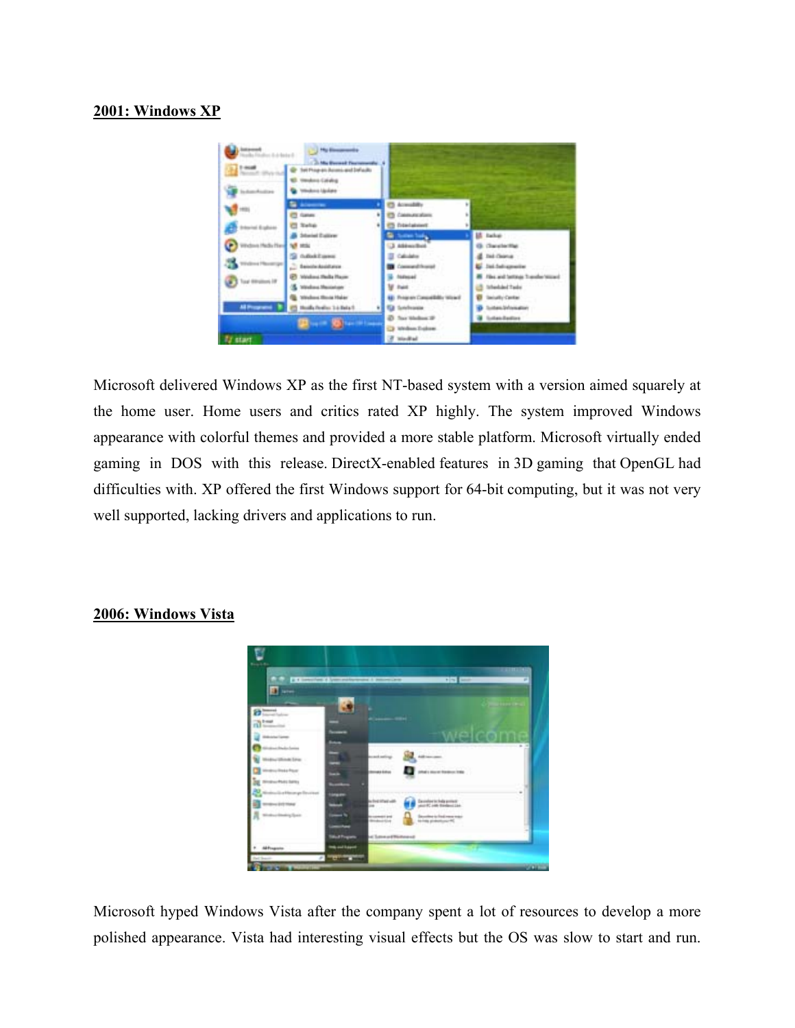**2001: Windows XP**

Microsoft delivered Windows XP as the first NT-based system with a version aimed squarely at the home user. Home users and critics rated XP highly. The system improved Windows appearance with colorful themes and provided a more stable platform. Microsoft virtually ended gaming in DOS with this release. DirectX-enabled features in 3D gaming that OpenGL had difficulties with. XP offered the first Windows support for 64-bit computing, but it was not very well supported, lacking drivers and applications to run.

**2006: Windows Vista**

Microsoft hyped Windows Vista after the company spent a lot of resources to develop a more polished appearance. Vista had interesting visual effects but the OS was slow to start and run.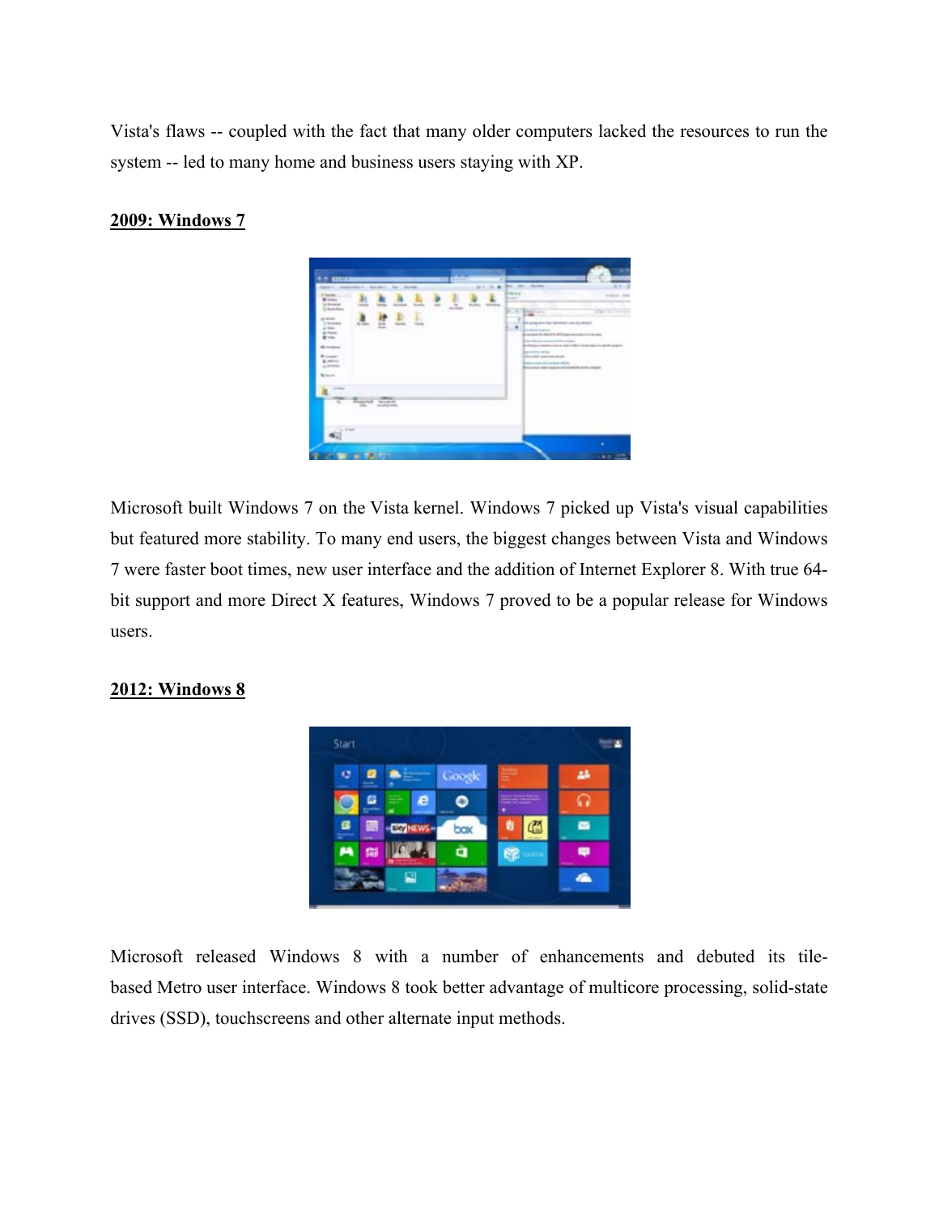Vista's flaws -- coupled with the fact that many older computers lacked the resources to run the system -- led to many home and business users staying with XP.

**2009: Windows 7**

Microsoft built Windows 7 on the Vista kernel. Windows 7 picked up Vista's visual capabilities but featured more stability. To many end users, the biggest changes between Vista and Windows 7 were faster boot times, new user interface and the addition of Internet Explorer 8. With true 64-bit support and more Direct X features, Windows 7 proved to be a popular release for Windows users.

**2012: Windows 8**

Microsoft released Windows 8 with a number of enhancements and debuted its tile-based Metro user interface. Windows 8 took better advantage of multicore processing, solid-state drives (SSD), touchscreens and other alternate input methods.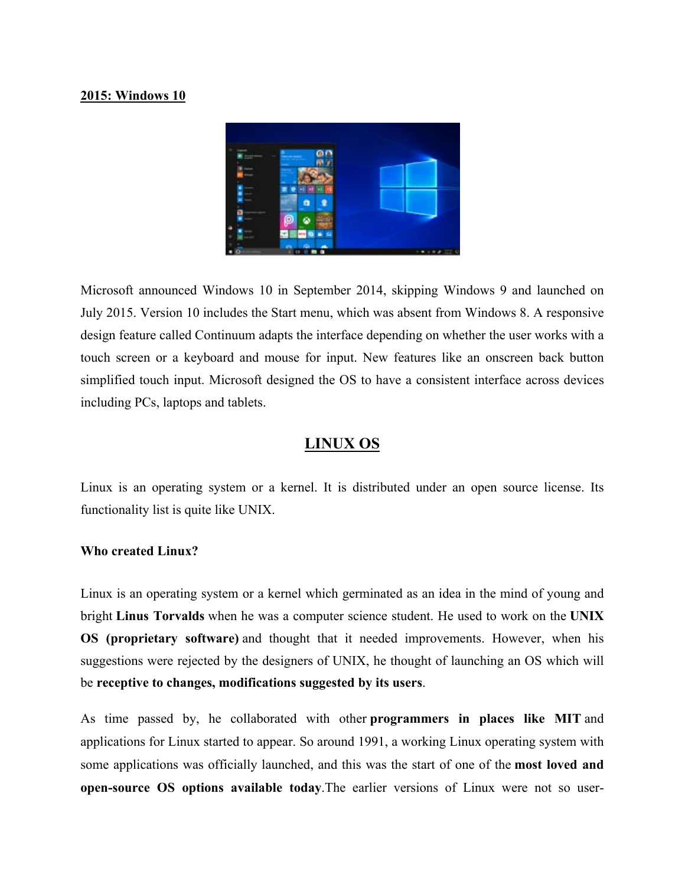**2015: Windows 10**

Microsoft announced Windows 10 in September 2014, skipping Windows 9 and launched on July 2015. Version 10 includes the Start menu, which was absent from Windows 8. A responsive design feature called Continuum adapts the interface depending on whether the user works with a touch screen or a keyboard and mouse for input. New features like an onscreen back button simplified touch input. Microsoft designed the OS to have a consistent interface across devices including PCs, laptops and tablets.

## LINUX OS

Linux is an operating system or a kernel. It is distributed under an open source license. Its functionality list is quite like UNIX.

**Who created Linux?**

Linux is an operating system or a kernel which germinated as an idea in the mind of young and bright **Linus Torvalds** when he was a computer science student. He used to work on the **UNIX OS (proprietary software)** and thought that it needed improvements. However, when his suggestions were rejected by the designers of UNIX, he thought of launching an OS which will be **receptive to changes, modifications suggested by its users**.

As time passed by, he collaborated with other **programmers in places like MIT** and applications for Linux started to appear. So around 1991, a working Linux operating system with some applications was officially launched, and this was the start of one of the **most loved and open-source OS options available today**.The earlier versions of Linux were not so user-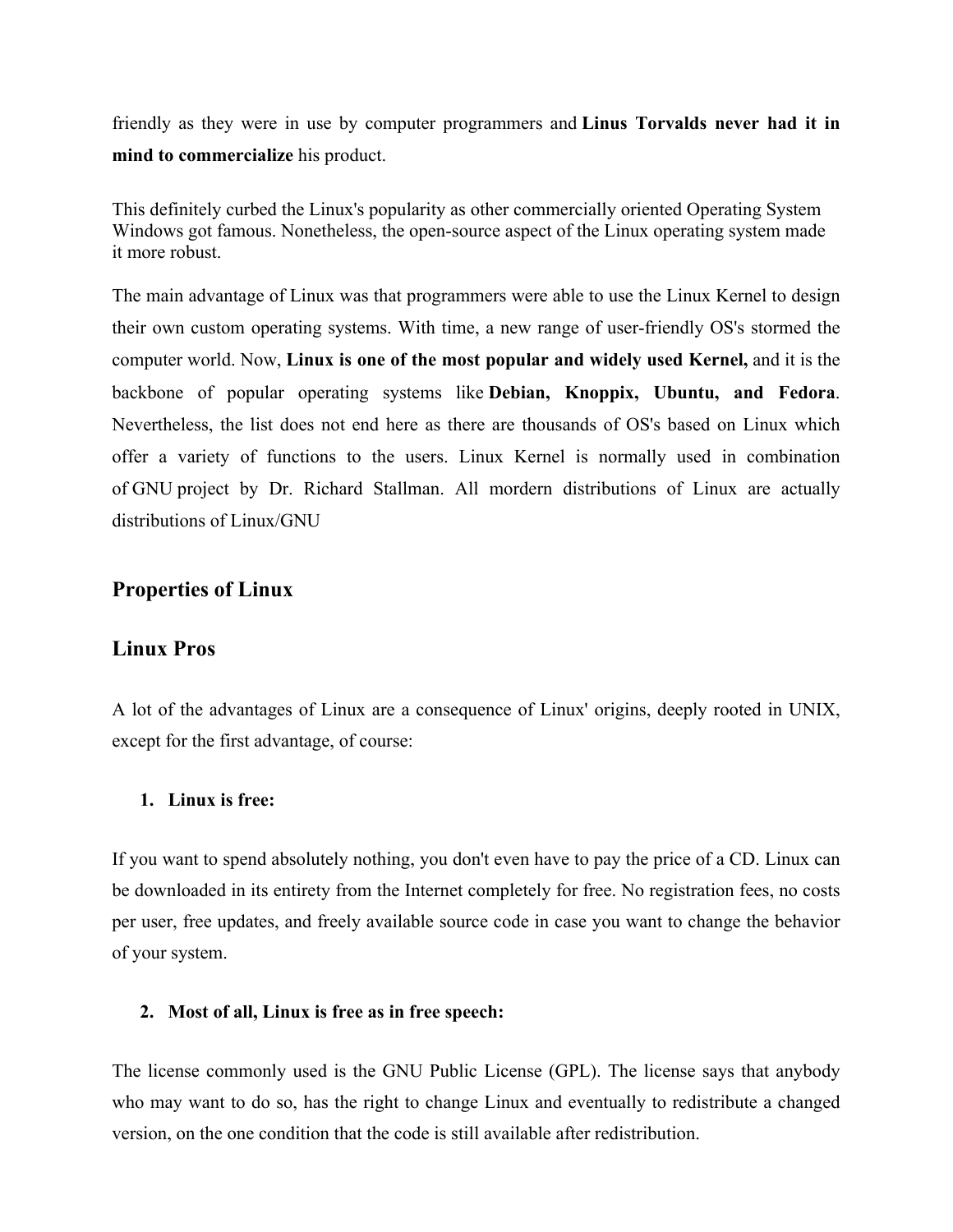friendly as they were in use by computer programmers and **Linus Torvalds never had it in mind to commercialize** his product.

This definitely curbed the Linux's popularity as other commercially oriented Operating System Windows got famous. Nonetheless, the open-source aspect of the Linux operating system made it more robust.

The main advantage of Linux was that programmers were able to use the Linux Kernel to design their own custom operating systems. With time, a new range of user-friendly OS's stormed the computer world. Now, **Linux is one of the most popular and widely used Kernel,** and it is the backbone of popular operating systems like **Debian, Knoppix, Ubuntu, and Fedora**. Nevertheless, the list does not end here as there are thousands of OS's based on Linux which offer a variety of functions to the users. Linux Kernel is normally used in combination of GNU project by Dr. Richard Stallman. All mordern distributions of Linux are actually distributions of Linux/GNU

## Properties of Linux

## Linux Pros

A lot of the advantages of Linux are a consequence of Linux' origins, deeply rooted in UNIX, except for the first advantage, of course:

1. **Linux is free:**

If you want to spend absolutely nothing, you don't even have to pay the price of a CD. Linux can be downloaded in its entirety from the Internet completely for free. No registration fees, no costs per user, free updates, and freely available source code in case you want to change the behavior of your system.

2. **Most of all, Linux is free as in free speech:**

The license commonly used is the GNU Public License (GPL). The license says that anybody who may want to do so, has the right to change Linux and eventually to redistribute a changed version, on the one condition that the code is still available after redistribution.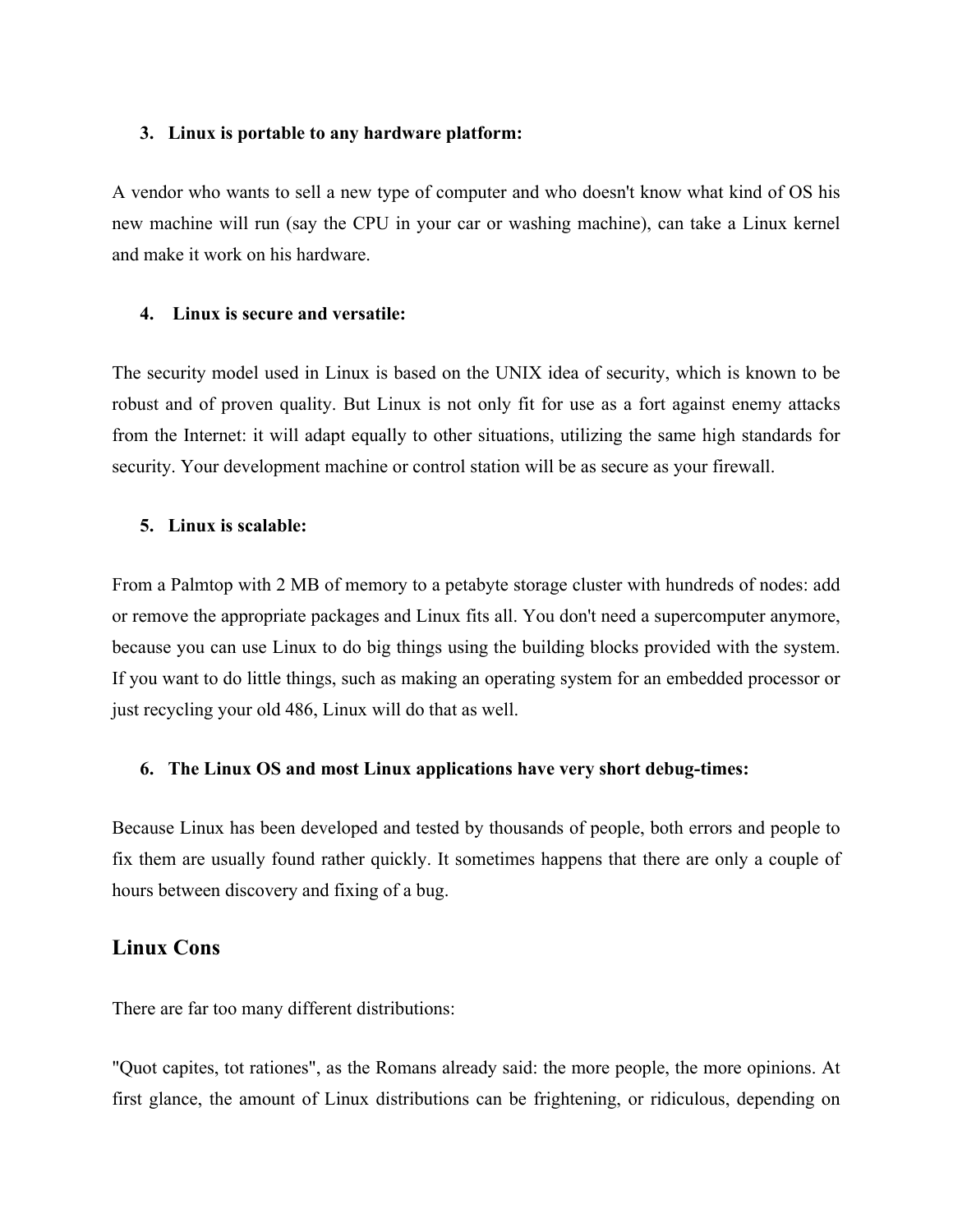3. **Linux is portable to any hardware platform:**

A vendor who wants to sell a new type of computer and who doesn't know what kind of OS his new machine will run (say the CPU in your car or washing machine), can take a Linux kernel and make it work on his hardware.

4. **Linux is secure and versatile:**

The security model used in Linux is based on the UNIX idea of security, which is known to be robust and of proven quality. But Linux is not only fit for use as a fort against enemy attacks from the Internet: it will adapt equally to other situations, utilizing the same high standards for security. Your development machine or control station will be as secure as your firewall.

5. **Linux is scalable:**

From a Palmtop with 2 MB of memory to a petabyte storage cluster with hundreds of nodes: add or remove the appropriate packages and Linux fits all. You don't need a supercomputer anymore, because you can use Linux to do big things using the building blocks provided with the system. If you want to do little things, such as making an operating system for an embedded processor or just recycling your old 486, Linux will do that as well.

6. **The Linux OS and most Linux applications have very short debug-times:**

Because Linux has been developed and tested by thousands of people, both errors and people to fix them are usually found rather quickly. It sometimes happens that there are only a couple of hours between discovery and fixing of a bug.

## Linux Cons

There are far too many different distributions:

"Quot capites, tot rationes", as the Romans already said: the more people, the more opinions. At first glance, the amount of Linux distributions can be frightening, or ridiculous, depending on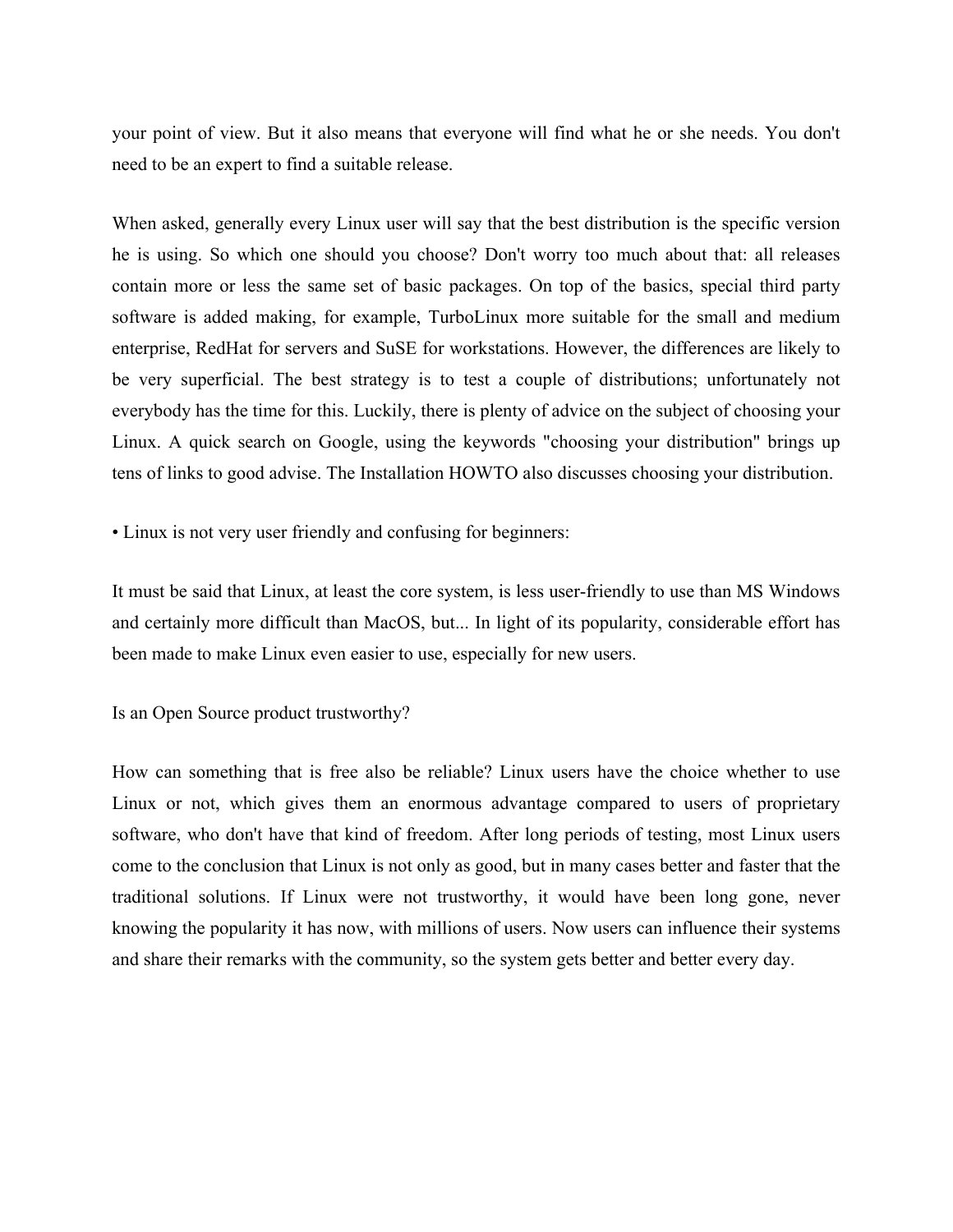your point of view. But it also means that everyone will find what he or she needs. You don't need to be an expert to find a suitable release.

When asked, generally every Linux user will say that the best distribution is the specific version he is using. So which one should you choose? Don't worry too much about that: all releases contain more or less the same set of basic packages. On top of the basics, special third party software is added making, for example, TurboLinux more suitable for the small and medium enterprise, RedHat for servers and SuSE for workstations. However, the differences are likely to be very superficial. The best strategy is to test a couple of distributions; unfortunately not everybody has the time for this. Luckily, there is plenty of advice on the subject of choosing your Linux. A quick search on Google, using the keywords "choosing your distribution" brings up tens of links to good advise. The Installation HOWTO also discusses choosing your distribution.

• Linux is not very user friendly and confusing for beginners:

It must be said that Linux, at least the core system, is less user-friendly to use than MS Windows and certainly more difficult than MacOS, but... In light of its popularity, considerable effort has been made to make Linux even easier to use, especially for new users.

Is an Open Source product trustworthy?

How can something that is free also be reliable? Linux users have the choice whether to use Linux or not, which gives them an enormous advantage compared to users of proprietary software, who don't have that kind of freedom. After long periods of testing, most Linux users come to the conclusion that Linux is not only as good, but in many cases better and faster that the traditional solutions. If Linux were not trustworthy, it would have been long gone, never knowing the popularity it has now, with millions of users. Now users can influence their systems and share their remarks with the community, so the system gets better and better every day.